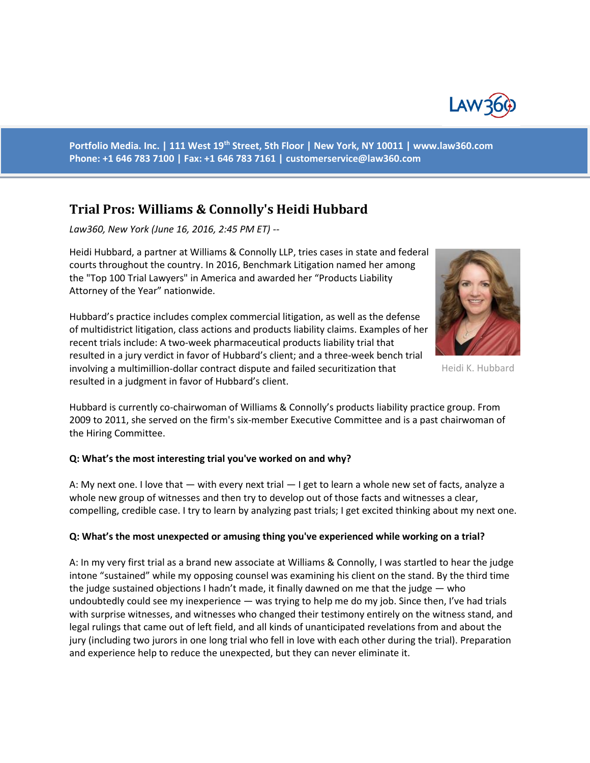Portfolio Media. Inc. | 111 West 19th Street, 5th Floor | New York, NY 10011 | www.law360.com
Phone: +1 646 783 7100 | Fax: +1 646 783 7161 | customerservice@law360.com

# Trial Pros: Williams & Connolly's Heidi Hubbard

*Law360, New York (June 16, 2016, 2:45 PM ET) --*

Heidi Hubbard, a partner at Williams & Connolly LLP, tries cases in state and federal courts throughout the country. In 2016, Benchmark Litigation named her among the "Top 100 Trial Lawyers" in America and awarded her "Products Liability Attorney of the Year" nationwide.

Heidi K. Hubbard

Hubbard's practice includes complex commercial litigation, as well as the defense of multidistrict litigation, class actions and products liability claims. Examples of her recent trials include: A two-week pharmaceutical products liability trial that resulted in a jury verdict in favor of Hubbard's client; and a three-week bench trial involving a multimillion-dollar contract dispute and failed securitization that resulted in a judgment in favor of Hubbard's client.

Hubbard is currently co-chairwoman of Williams & Connolly's products liability practice group. From 2009 to 2011, she served on the firm's six-member Executive Committee and is a past chairwoman of the Hiring Committee.

**Q: What's the most interesting trial you've worked on and why?**

A: My next one. I love that — with every next trial — I get to learn a whole new set of facts, analyze a whole new group of witnesses and then try to develop out of those facts and witnesses a clear, compelling, credible case. I try to learn by analyzing past trials; I get excited thinking about my next one.

**Q: What's the most unexpected or amusing thing you've experienced while working on a trial?**

A: In my very first trial as a brand new associate at Williams & Connolly, I was startled to hear the judge intone "sustained" while my opposing counsel was examining his client on the stand. By the third time the judge sustained objections I hadn't made, it finally dawned on me that the judge — who undoubtedly could see my inexperience — was trying to help me do my job. Since then, I've had trials with surprise witnesses, and witnesses who changed their testimony entirely on the witness stand, and legal rulings that came out of left field, and all kinds of unanticipated revelations from and about the jury (including two jurors in one long trial who fell in love with each other during the trial). Preparation and experience help to reduce the unexpected, but they can never eliminate it.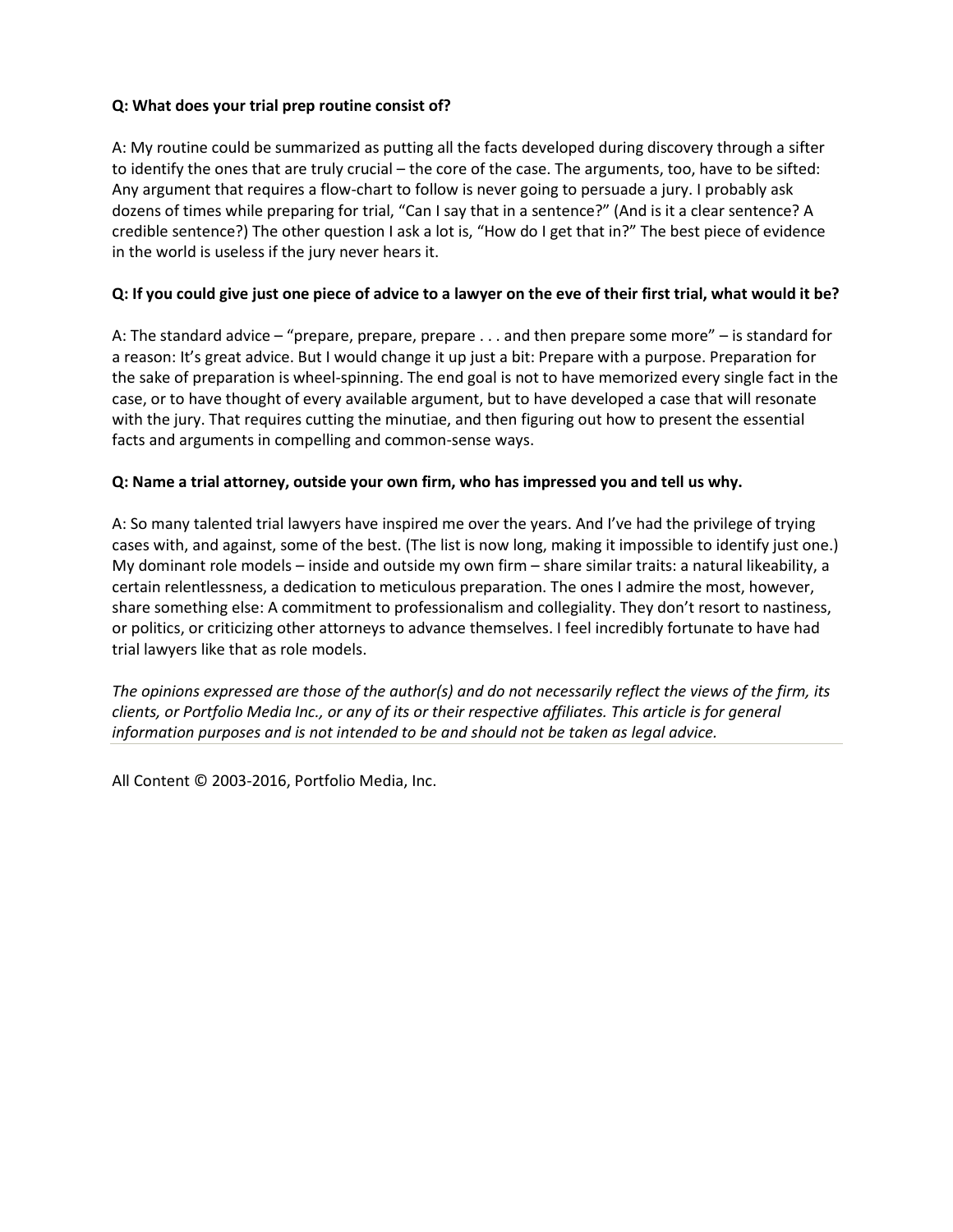**Q: What does your trial prep routine consist of?**

A: My routine could be summarized as putting all the facts developed during discovery through a sifter to identify the ones that are truly crucial – the core of the case. The arguments, too, have to be sifted: Any argument that requires a flow-chart to follow is never going to persuade a jury. I probably ask dozens of times while preparing for trial, "Can I say that in a sentence?" (And is it a clear sentence? A credible sentence?) The other question I ask a lot is, "How do I get that in?" The best piece of evidence in the world is useless if the jury never hears it.

**Q: If you could give just one piece of advice to a lawyer on the eve of their first trial, what would it be?**

A: The standard advice – "prepare, prepare, prepare . . . and then prepare some more" – is standard for a reason: It's great advice. But I would change it up just a bit: Prepare with a purpose. Preparation for the sake of preparation is wheel-spinning. The end goal is not to have memorized every single fact in the case, or to have thought of every available argument, but to have developed a case that will resonate with the jury. That requires cutting the minutiae, and then figuring out how to present the essential facts and arguments in compelling and common-sense ways.

**Q: Name a trial attorney, outside your own firm, who has impressed you and tell us why.**

A: So many talented trial lawyers have inspired me over the years. And I've had the privilege of trying cases with, and against, some of the best. (The list is now long, making it impossible to identify just one.) My dominant role models – inside and outside my own firm – share similar traits: a natural likeability, a certain relentlessness, a dedication to meticulous preparation. The ones I admire the most, however, share something else: A commitment to professionalism and collegiality. They don't resort to nastiness, or politics, or criticizing other attorneys to advance themselves. I feel incredibly fortunate to have had trial lawyers like that as role models.

*The opinions expressed are those of the author(s) and do not necessarily reflect the views of the firm, its clients, or Portfolio Media Inc., or any of its or their respective affiliates. This article is for general information purposes and is not intended to be and should not be taken as legal advice.*

---

All Content © 2003-2016, Portfolio Media, Inc.